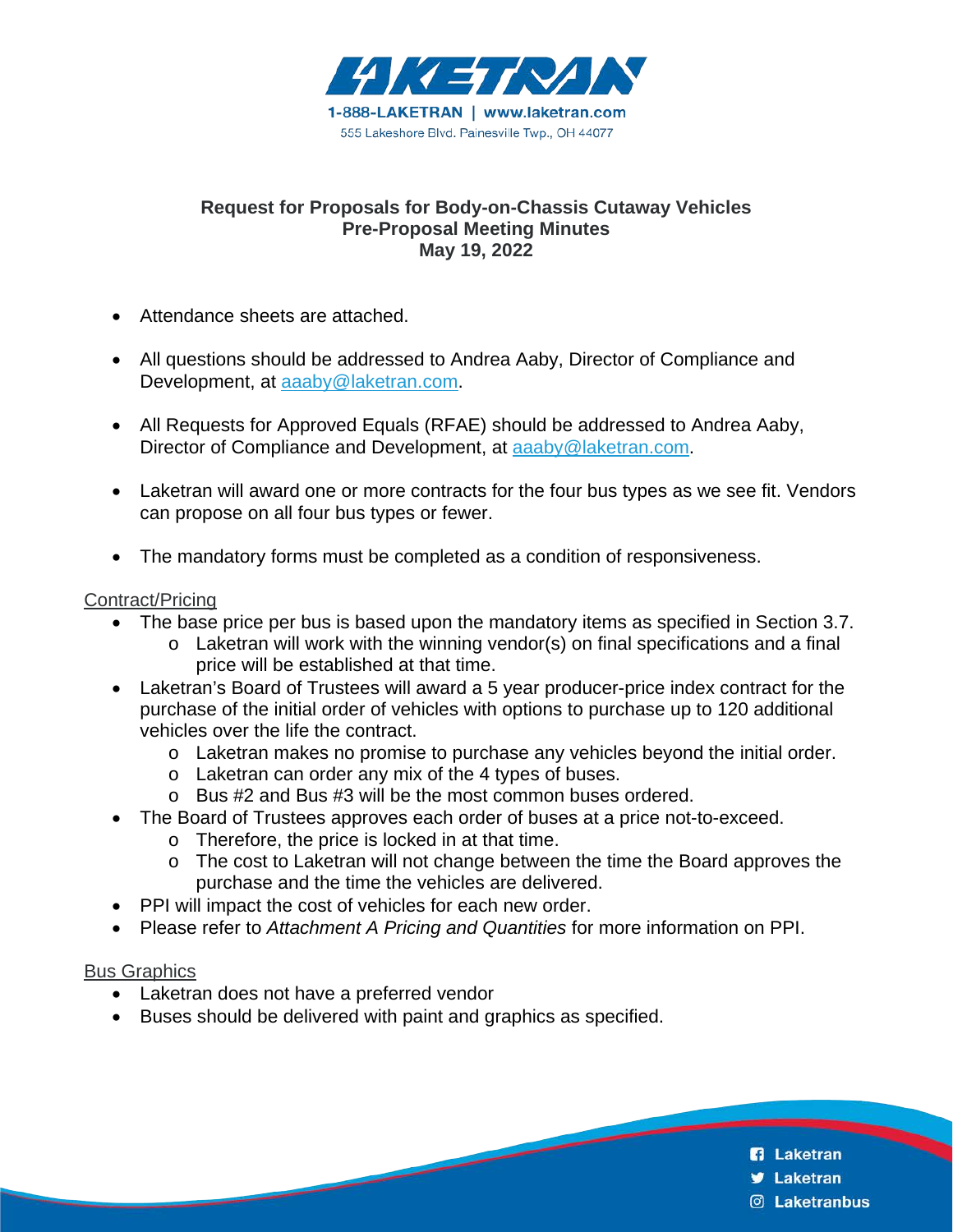LAKETRAN

1-888-LAKETRAN | www.laketran.com

555 Lakeshore Blvd. Painesville Twp., OH 44077

**Request for Proposals for Body-on-Chassis Cutaway Vehicles**
**Pre-Proposal Meeting Minutes**
**May 19, 2022**

- Attendance sheets are attached.
- All questions should be addressed to Andrea Aaby, Director of Compliance and Development, at aaaby@laketran.com.
- All Requests for Approved Equals (RFAE) should be addressed to Andrea Aaby, Director of Compliance and Development, at aaaby@laketran.com.
- Laketran will award one or more contracts for the four bus types as we see fit. Vendors can propose on all four bus types or fewer.
- The mandatory forms must be completed as a condition of responsiveness.

Contract/Pricing

- The base price per bus is based upon the mandatory items as specified in Section 3.7.
  - Laketran will work with the winning vendor(s) on final specifications and a final price will be established at that time.
- Laketran's Board of Trustees will award a 5 year producer-price index contract for the purchase of the initial order of vehicles with options to purchase up to 120 additional vehicles over the life the contract.
  - Laketran makes no promise to purchase any vehicles beyond the initial order.
  - Laketran can order any mix of the 4 types of buses.
  - Bus #2 and Bus #3 will be the most common buses ordered.
- The Board of Trustees approves each order of buses at a price not-to-exceed.
  - Therefore, the price is locked in at that time.
  - The cost to Laketran will not change between the time the Board approves the purchase and the time the vehicles are delivered.
- PPI will impact the cost of vehicles for each new order.
- Please refer to *Attachment A Pricing and Quantities* for more information on PPI.

Bus Graphics

- Laketran does not have a preferred vendor
- Buses should be delivered with paint and graphics as specified.

Laketran
Laketran
Laketranbus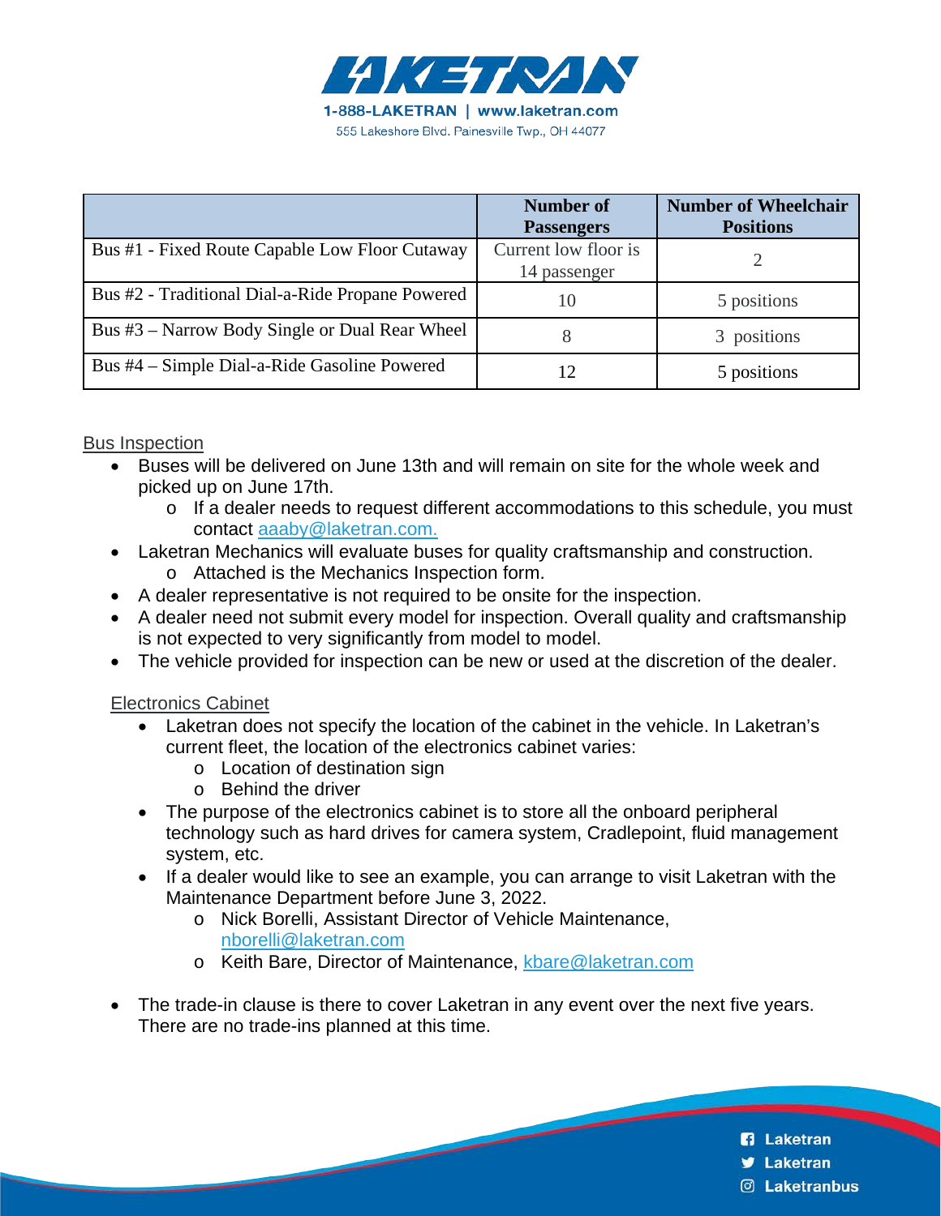|  | Number of Passengers | Number of Wheelchair Positions |
|---|---|---|
| Bus #1 - Fixed Route Capable Low Floor Cutaway | Current low floor is 14 passenger | 2 |
| Bus #2 - Traditional Dial-a-Ride Propane Powered | 10 | 5 positions |
| Bus #3 – Narrow Body Single or Dual Rear Wheel | 8 | 3 positions |
| Bus #4 – Simple Dial-a-Ride Gasoline Powered | 12 | 5 positions |

Bus Inspection

- Buses will be delivered on June 13th and will remain on site for the whole week and picked up on June 17th.
  - If a dealer needs to request different accommodations to this schedule, you must contact aaaby@laketran.com.
- Laketran Mechanics will evaluate buses for quality craftsmanship and construction.
  - Attached is the Mechanics Inspection form.
- A dealer representative is not required to be onsite for the inspection.
- A dealer need not submit every model for inspection. Overall quality and craftsmanship is not expected to very significantly from model to model.
- The vehicle provided for inspection can be new or used at the discretion of the dealer.

Electronics Cabinet

- Laketran does not specify the location of the cabinet in the vehicle. In Laketran's current fleet, the location of the electronics cabinet varies:
  - Location of destination sign
  - Behind the driver
- The purpose of the electronics cabinet is to store all the onboard peripheral technology such as hard drives for camera system, Cradlepoint, fluid management system, etc.
- If a dealer would like to see an example, you can arrange to visit Laketran with the Maintenance Department before June 3, 2022.
  - Nick Borelli, Assistant Director of Vehicle Maintenance, nborelli@laketran.com
  - Keith Bare, Director of Maintenance, kbare@laketran.com

- The trade-in clause is there to cover Laketran in any event over the next five years. There are no trade-ins planned at this time.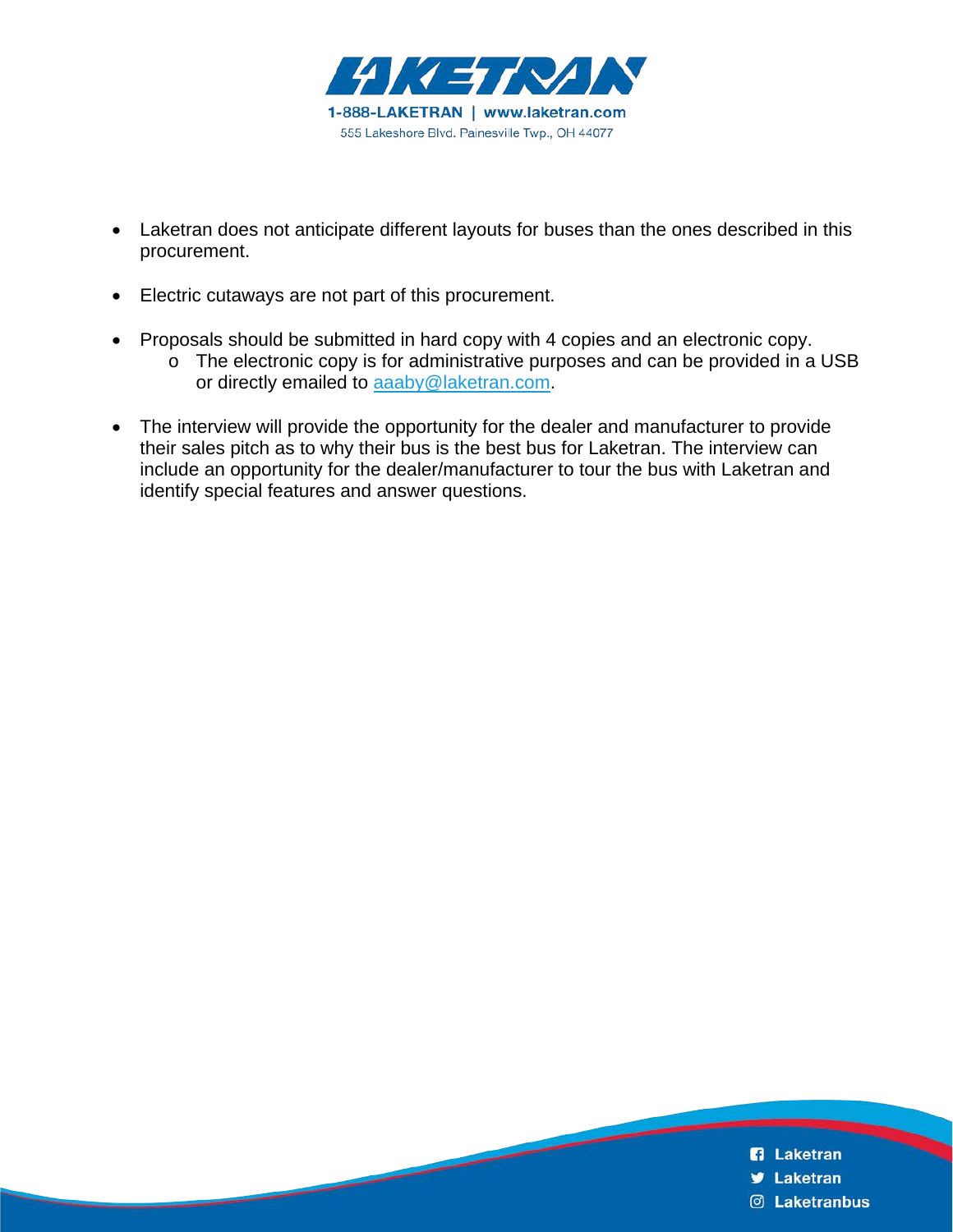- Laketran does not anticipate different layouts for buses than the ones described in this procurement.

- Electric cutaways are not part of this procurement.

- Proposals should be submitted in hard copy with 4 copies and an electronic copy.
    - The electronic copy is for administrative purposes and can be provided in a USB or directly emailed to aaaby@laketran.com.

- The interview will provide the opportunity for the dealer and manufacturer to provide their sales pitch as to why their bus is the best bus for Laketran. The interview can include an opportunity for the dealer/manufacturer to tour the bus with Laketran and identify special features and answer questions.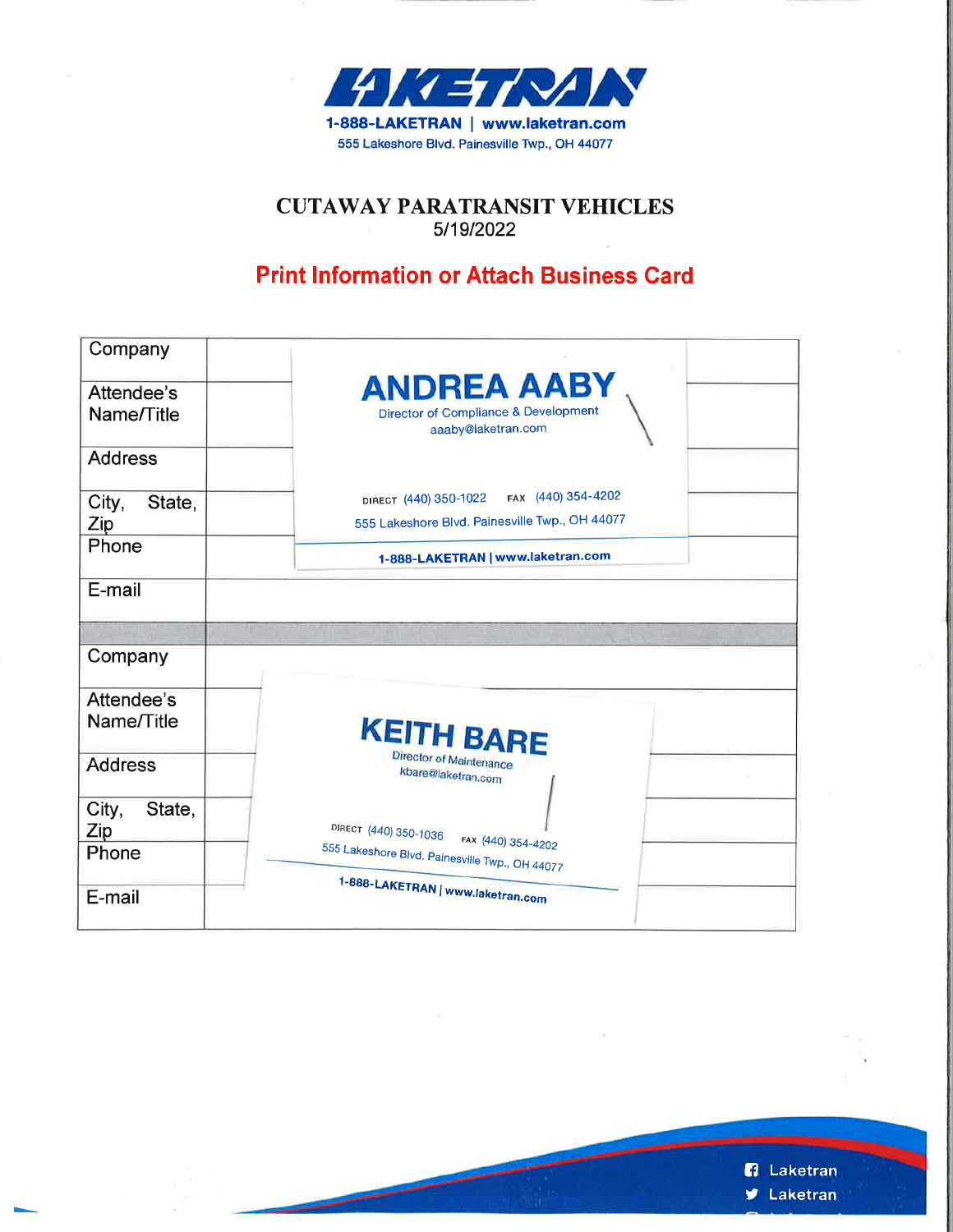# LAKETRAN

1-888-LAKETRAN | www.laketran.com

555 Lakeshore Blvd. Painesville Twp., OH 44077

## CUTAWAY PARATRANSIT VEHICLES

5/19/2022

**Print Information or Attach Business Card**

| | |
|---|---|
| Company | |
| Attendee's Name/Title | ANDREA AABY<br>Director of Compliance & Development<br>aaaby@laketran.com |
| Address | |
| City, State, Zip | DIRECT (440) 350-1022 FAX (440) 354-4202<br>555 Lakeshore Blvd. Painesville Twp., OH 44077 |
| Phone | 1-888-LAKETRAN \| www.laketran.com |
| E-mail | |

| | |
|---|---|
| Company | |
| Attendee's Name/Title | KEITH BARE<br>Director of Maintenance<br>kbare@laketran.com |
| Address | |
| City, State, Zip | DIRECT (440) 350-1036 FAX (440) 354-4202<br>555 Lakeshore Blvd. Painesville Twp., OH 44077 |
| Phone | 1-888-LAKETRAN \| www.laketran.com |
| E-mail | |

Laketran

Laketran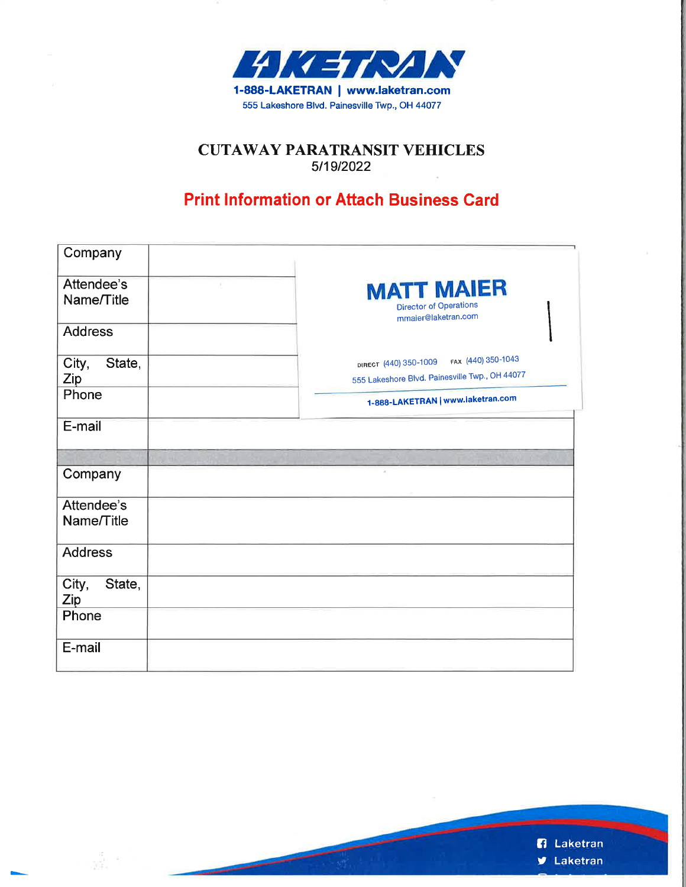# LAKETRAN

**1-888-LAKETRAN | www.laketran.com**

555 Lakeshore Blvd. Painesville Twp., OH 44077

## CUTAWAY PARATRANSIT VEHICLES

5/19/2022

**Print Information or Attach Business Card**

| | |
|---|---|
| Company | |
| Attendee's Name/Title | |
| Address | |
| City, State, Zip | |
| Phone | |
| E-mail | |

MATT MAIER
Director of Operations
mmaier@laketran.com

DIRECT (440) 350-1009 FAX (440) 350-1043
555 Lakeshore Blvd. Painesville Twp., OH 44077

1-888-LAKETRAN | www.laketran.com

| | |
|---|---|
| Company | |
| Attendee's Name/Title | |
| Address | |
| City, State, Zip | |
| Phone | |
| E-mail | |

Laketran
Laketran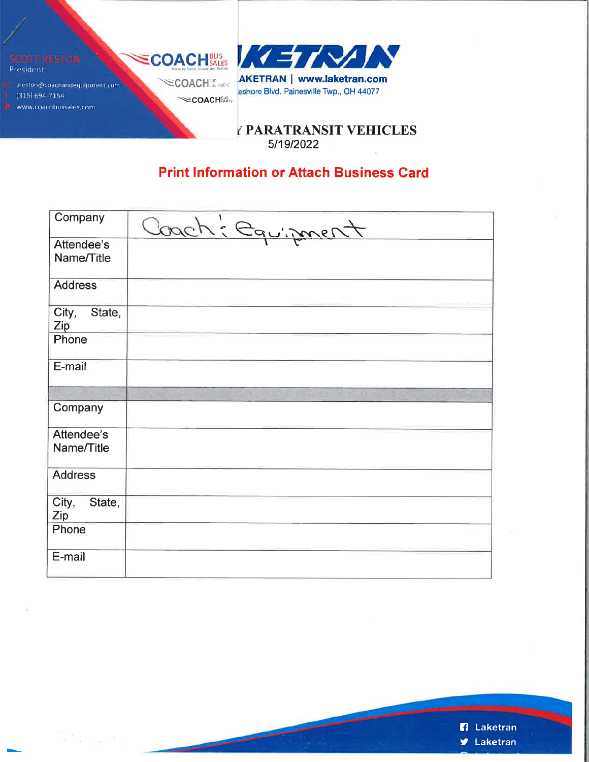SCOTT RESTON
President

sreston@coachandequipment.com
(315) 694-7154
www.coachbussales.com

COACH BUS SALES
Driven by Safety, Quality and Service

COACH AND EQUIPMENT

COACH BUS PARTS

LAKETRAN | www.laketran.com
...eshore Blvd. Painesville Twp., OH 44077

...Y PARATRANSIT VEHICLES
5/19/2022

**Print Information or Attach Business Card**

| | |
|---|---|
| Company | Coach & Equipment |
| Attendee's Name/Title | |
| Address | |
| City, State, Zip | |
| Phone | |
| E-mail | |
| | |
| Company | |
| Attendee's Name/Title | |
| Address | |
| City, State, Zip | |
| Phone | |
| E-mail | |

Laketran
Laketran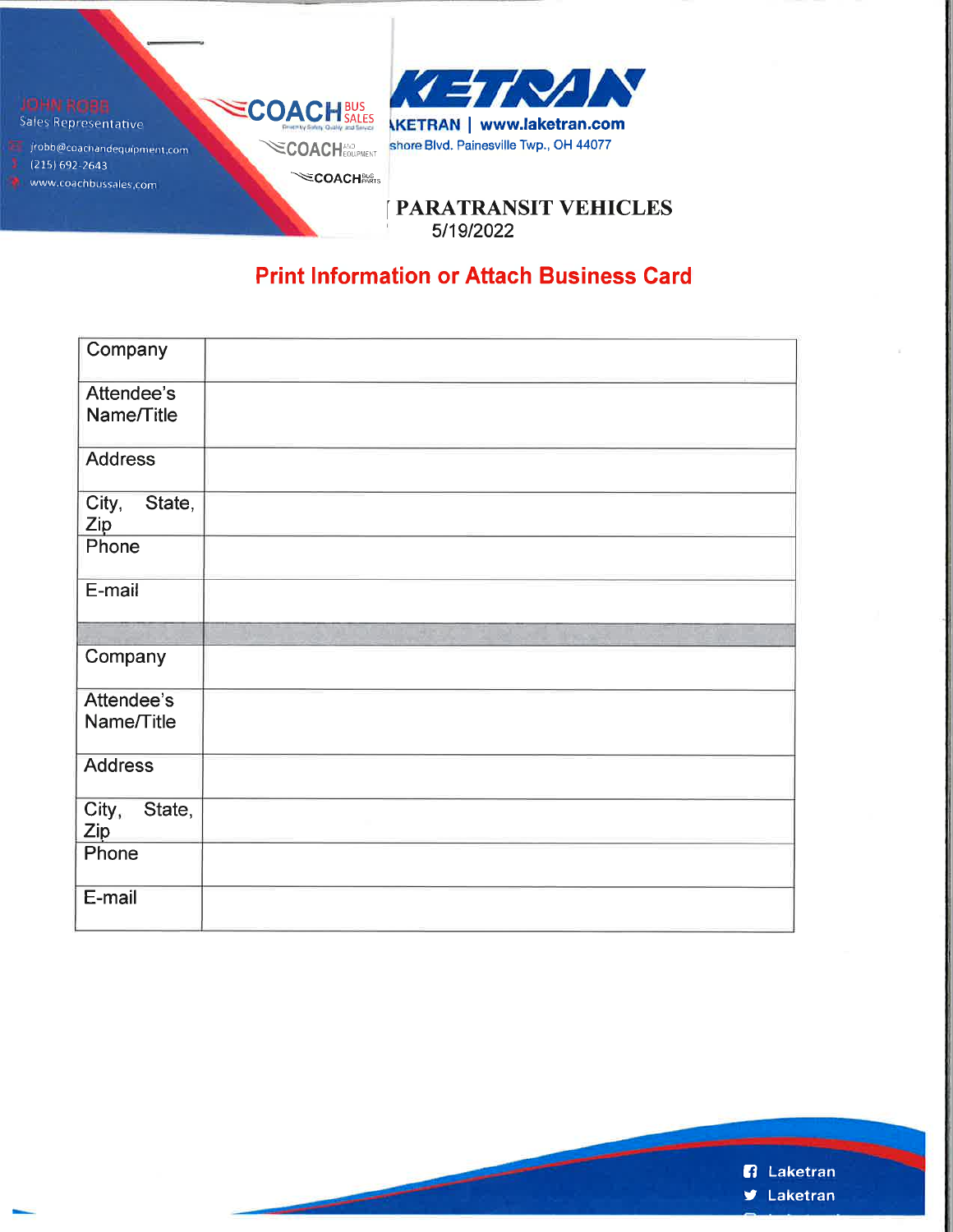JOHN ROBB
Sales Representative
jrobb@coachandequipment.com
(215) 692-2643
www.coachbussales.com

COACH BUS SALES
COACH AND EQUIPMENT
COACH BUS PARTS

LAKETRAN | www.laketran.com
shore Blvd. Painesville Twp., OH 44077

## PARATRANSIT VEHICLES
5/19/2022

**Print Information or Attach Business Card**

| | |
|---|---|
| Company | |
| Attendee's Name/Title | |
| Address | |
| City, State, Zip | |
| Phone | |
| E-mail | |
| | |
| Company | |
| Attendee's Name/Title | |
| Address | |
| City, State, Zip | |
| Phone | |
| E-mail | |

Laketran
Laketran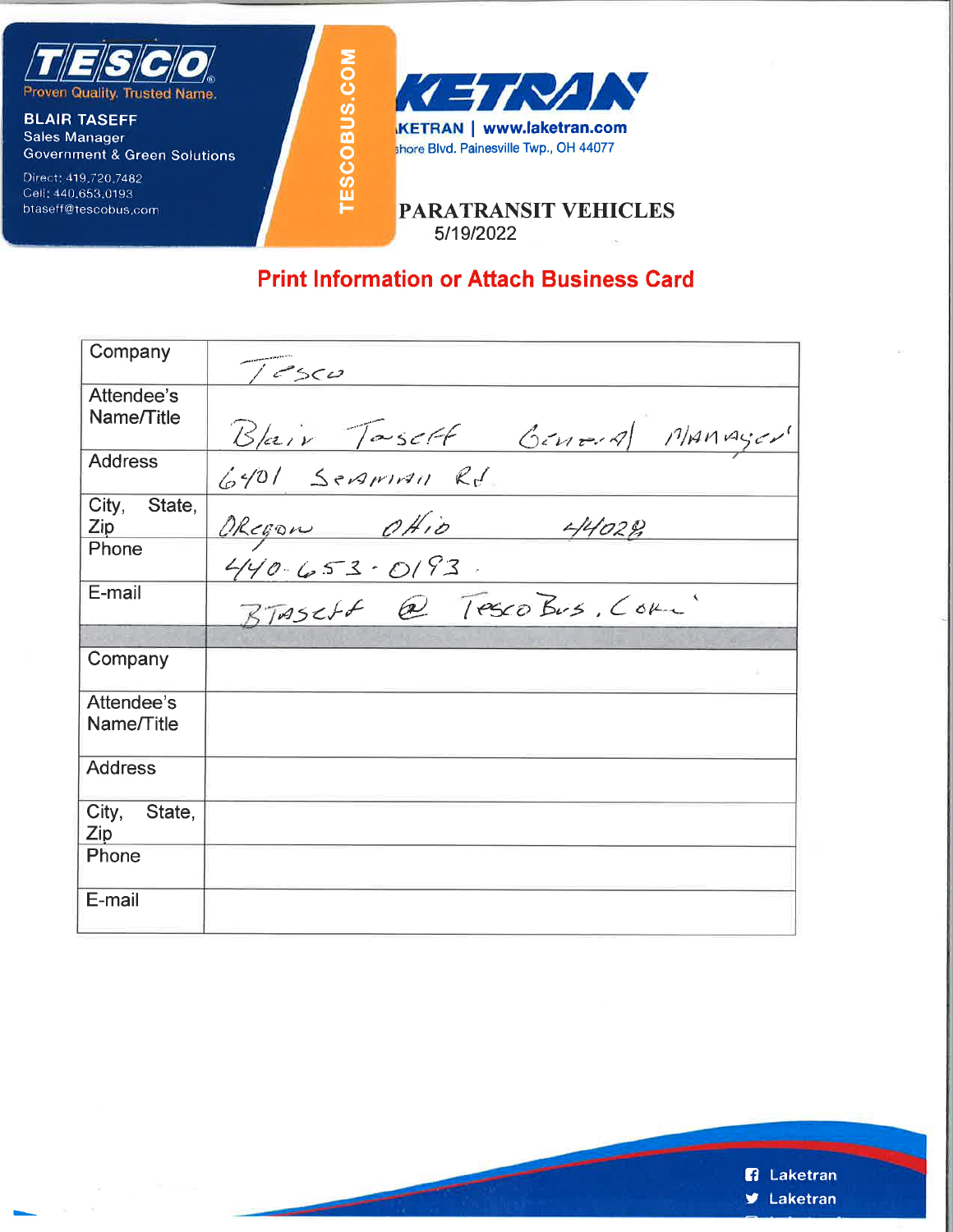**TESCO**
Proven Quality. Trusted Name.

**BLAIR TASEFF**
Sales Manager
Government & Green Solutions

Direct: 419.720.7482
Cell: 440.653.0193
btaseff@tescobus.com

TESCOBUS.COM

KETRAN

KETRAN | www.laketran.com
shore Blvd. Painesville Twp., OH 44077

# PARATRANSIT VEHICLES

5/19/2022

**Print Information or Attach Business Card**

| | |
|---|---|
| Company | Tesco |
| Attendee's Name/Title | Blair Taseff General Manager |
| Address | 6401 Seaman Rd |
| City, State, Zip | Oregon Ohio 44028 |
| Phone | 440-653-0193 |
| E-mail | BTaseff @ TescoBus.Com |
| | |
| Company | |
| Attendee's Name/Title | |
| Address | |
| City, State, Zip | |
| Phone | |
| E-mail | |

Laketran
Laketran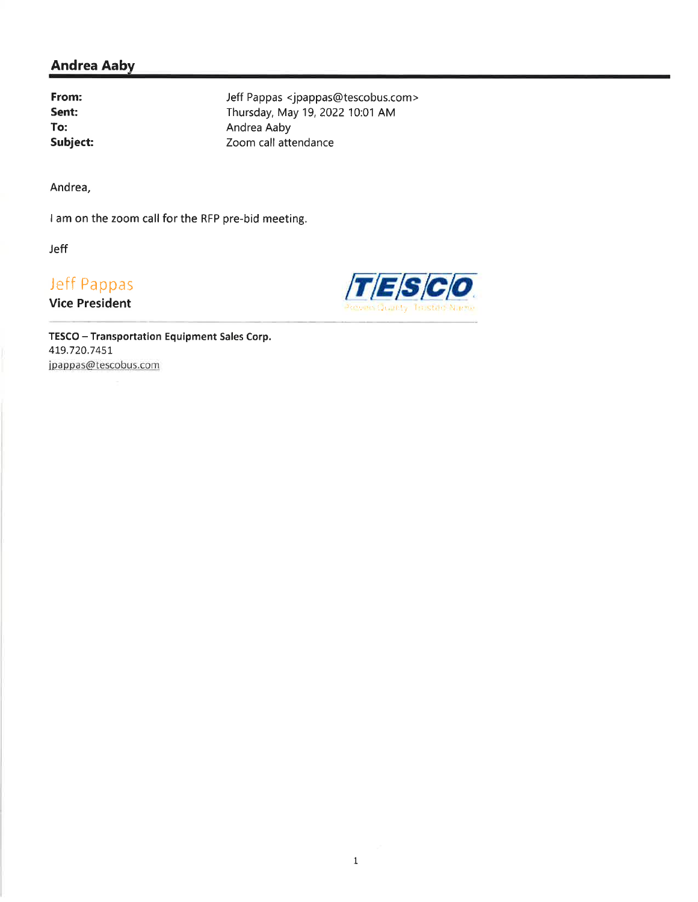## Andrea Aaby

**From:** Jeff Pappas <jpappas@tescobus.com>
**Sent:** Thursday, May 19, 2022 10:01 AM
**To:** Andrea Aaby
**Subject:** Zoom call attendance

Andrea,

I am on the zoom call for the RFP pre-bid meeting.

Jeff

Jeff Pappas
**Vice President**

TESCO
Proven Quality. Trusted Name.

**TESCO – Transportation Equipment Sales Corp.**
419.720.7451
jpappas@tescobus.com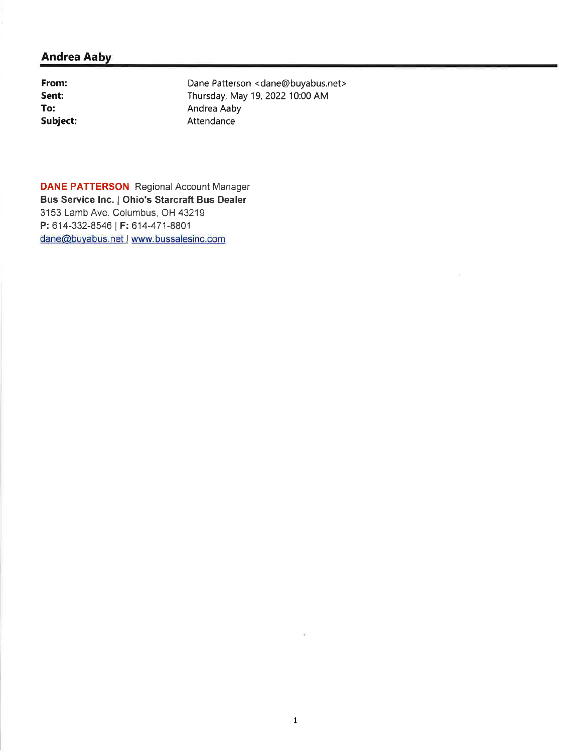## Andrea Aaby

**From:** Dane Patterson <dane@buyabus.net>
**Sent:** Thursday, May 19, 2022 10:00 AM
**To:** Andrea Aaby
**Subject:** Attendance

**DANE PATTERSON** Regional Account Manager
**Bus Service Inc. | Ohio's Starcraft Bus Dealer**
3153 Lamb Ave. Columbus, OH 43219
**P:** 614-332-8546 | **F:** 614-471-8801
dane@buyabus.net | www.bussalesinc.com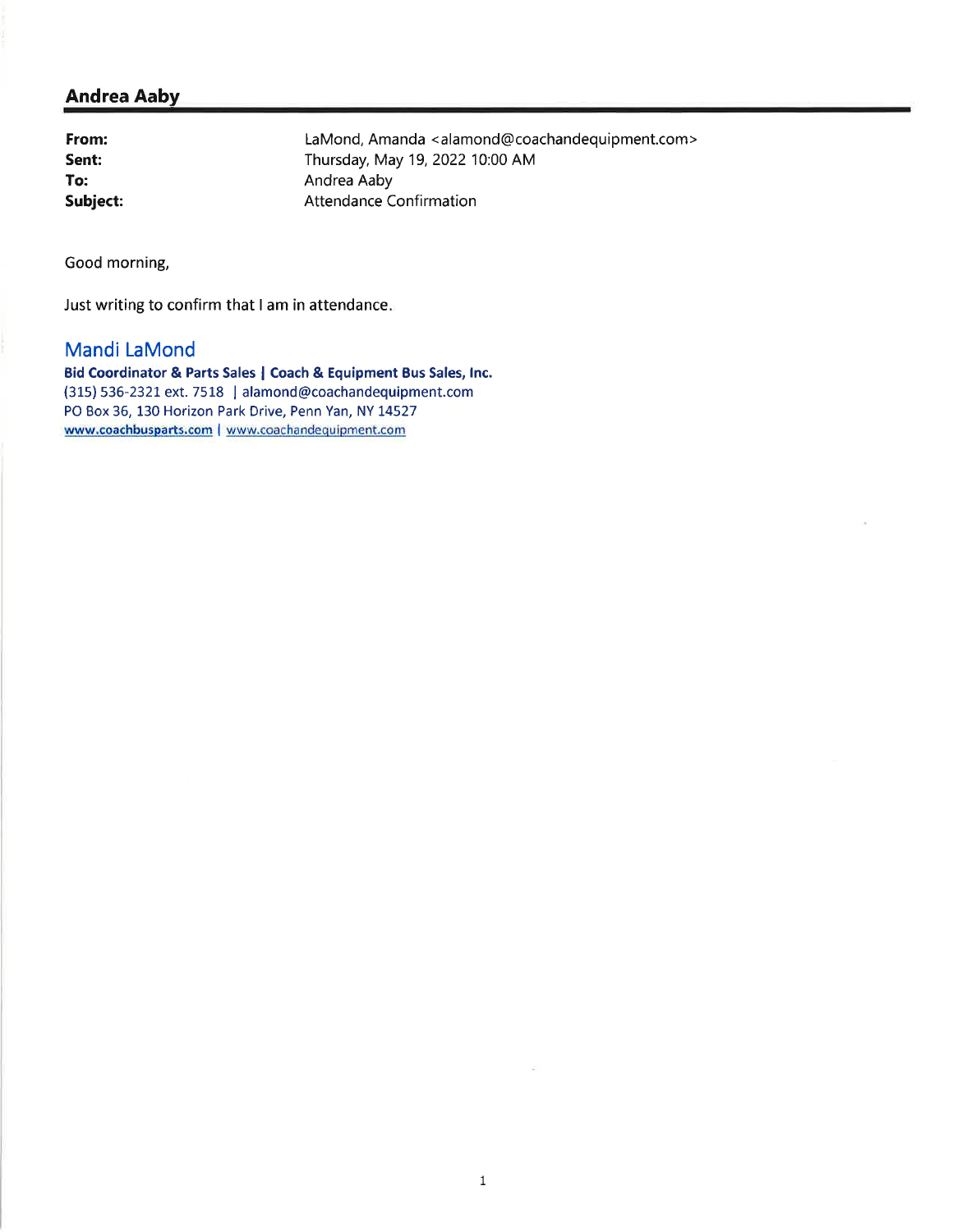## Andrea Aaby

**From:** LaMond, Amanda <alamond@coachandequipment.com>
**Sent:** Thursday, May 19, 2022 10:00 AM
**To:** Andrea Aaby
**Subject:** Attendance Confirmation

Good morning,

Just writing to confirm that I am in attendance.

Mandi LaMond
**Bid Coordinator & Parts Sales | Coach & Equipment Bus Sales, Inc.**
(315) 536-2321 ext. 7518 | alamond@coachandequipment.com
PO Box 36, 130 Horizon Park Drive, Penn Yan, NY 14527
www.coachbusparts.com | www.coachandequipment.com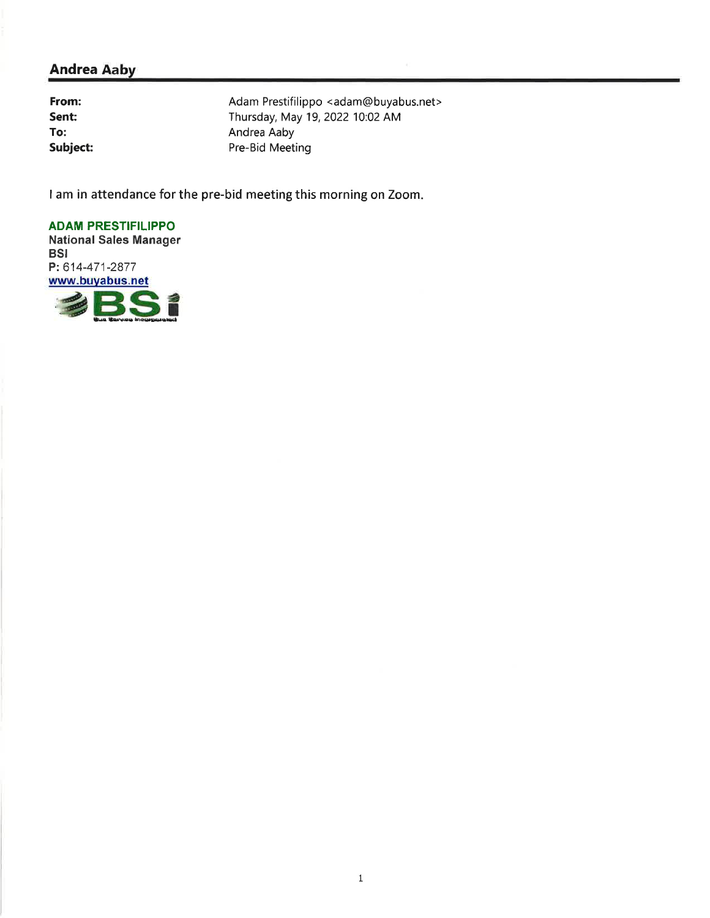## Andrea Aaby

**From:** Adam Prestifilippo <adam@buyabus.net>
**Sent:** Thursday, May 19, 2022 10:02 AM
**To:** Andrea Aaby
**Subject:** Pre-Bid Meeting

I am in attendance for the pre-bid meeting this morning on Zoom.

**ADAM PRESTIFILIPPO**
**National Sales Manager**
**BSI**
**P:** 614-471-2877
[www.buyabus.net](http://www.buyabus.net)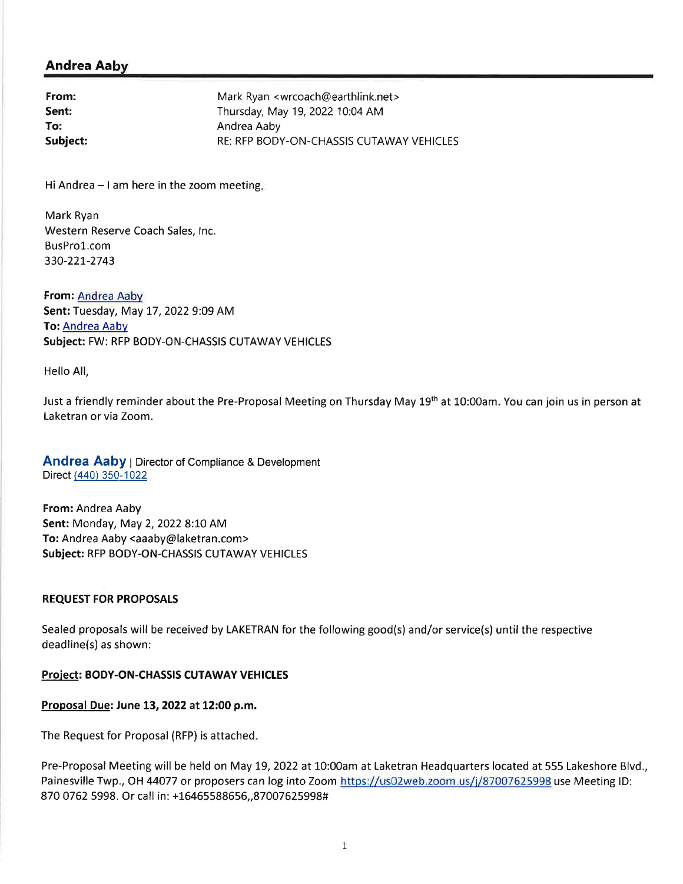## Andrea Aaby

**From:** Mark Ryan <wrcoach@earthlink.net>
**Sent:** Thursday, May 19, 2022 10:04 AM
**To:** Andrea Aaby
**Subject:** RE: RFP BODY-ON-CHASSIS CUTAWAY VEHICLES

Hi Andrea – I am here in the zoom meeting.

Mark Ryan
Western Reserve Coach Sales, Inc.
BusPro1.com
330-221-2743

**From:** Andrea Aaby
**Sent:** Tuesday, May 17, 2022 9:09 AM
**To:** Andrea Aaby
**Subject:** FW: RFP BODY-ON-CHASSIS CUTAWAY VEHICLES

Hello All,

Just a friendly reminder about the Pre-Proposal Meeting on Thursday May 19th at 10:00am. You can join us in person at Laketran or via Zoom.

**Andrea Aaby** | Director of Compliance & Development
Direct (440) 350-1022

**From:** Andrea Aaby
**Sent:** Monday, May 2, 2022 8:10 AM
**To:** Andrea Aaby <aaaby@laketran.com>
**Subject:** RFP BODY-ON-CHASSIS CUTAWAY VEHICLES

**REQUEST FOR PROPOSALS**

Sealed proposals will be received by LAKETRAN for the following good(s) and/or service(s) until the respective deadline(s) as shown:

**Project: BODY-ON-CHASSIS CUTAWAY VEHICLES**

**Proposal Due: June 13, 2022 at 12:00 p.m.**

The Request for Proposal (RFP) is attached.

Pre-Proposal Meeting will be held on May 19, 2022 at 10:00am at Laketran Headquarters located at 555 Lakeshore Blvd., Painesville Twp., OH 44077 or proposers can log into Zoom https://us02web.zoom.us/j/87007625998 use Meeting ID: 870 0762 5998. Or call in: +16465588656,,87007625998#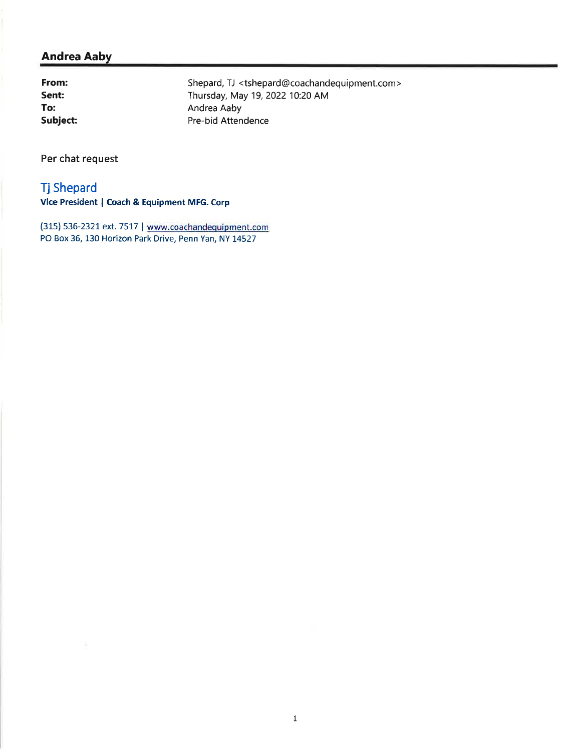## Andrea Aaby

| | |
|---|---|
| **From:** | Shepard, TJ <tshepard@coachandequipment.com> |
| **Sent:** | Thursday, May 19, 2022 10:20 AM |
| **To:** | Andrea Aaby |
| **Subject:** | Pre-bid Attendence |

Per chat request

Tj Shepard
**Vice President | Coach & Equipment MFG. Corp**

(315) 536-2321 ext. 7517 | www.coachandequipment.com
PO Box 36, 130 Horizon Park Drive, Penn Yan, NY 14527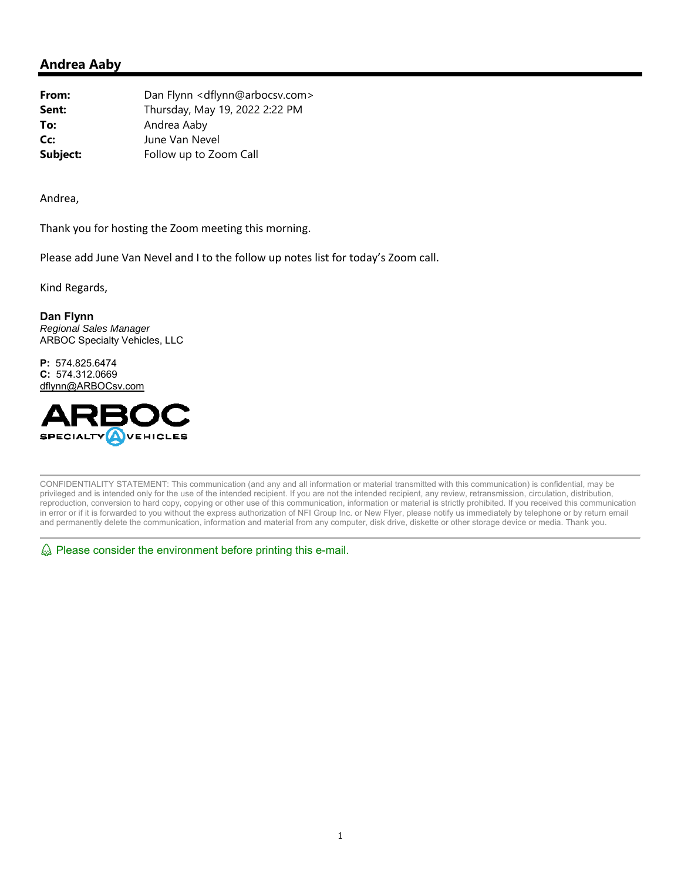## Andrea Aaby

**From:** Dan Flynn <dflynn@arbocsv.com>
**Sent:** Thursday, May 19, 2022 2:22 PM
**To:** Andrea Aaby
**Cc:** June Van Nevel
**Subject:** Follow up to Zoom Call

Andrea,

Thank you for hosting the Zoom meeting this morning.

Please add June Van Nevel and I to the follow up notes list for today's Zoom call.

Kind Regards,

**Dan Flynn**
*Regional Sales Manager*
ARBOC Specialty Vehicles, LLC

**P:** 574.825.6474
**C:** 574.312.0669
dflynn@ARBOCsv.com

ARBOC SPECIALTY VEHICLES

CONFIDENTIALITY STATEMENT: This communication (and any and all information or material transmitted with this communication) is confidential, may be privileged and is intended only for the use of the intended recipient. If you are not the intended recipient, any review, retransmission, circulation, distribution, reproduction, conversion to hard copy, copying or other use of this communication, information or material is strictly prohibited. If you received this communication in error or if it is forwarded to you without the express authorization of NFI Group Inc. or New Flyer, please notify us immediately by telephone or by return email and permanently delete the communication, information and material from any computer, disk drive, diskette or other storage device or media. Thank you.

Please consider the environment before printing this e-mail.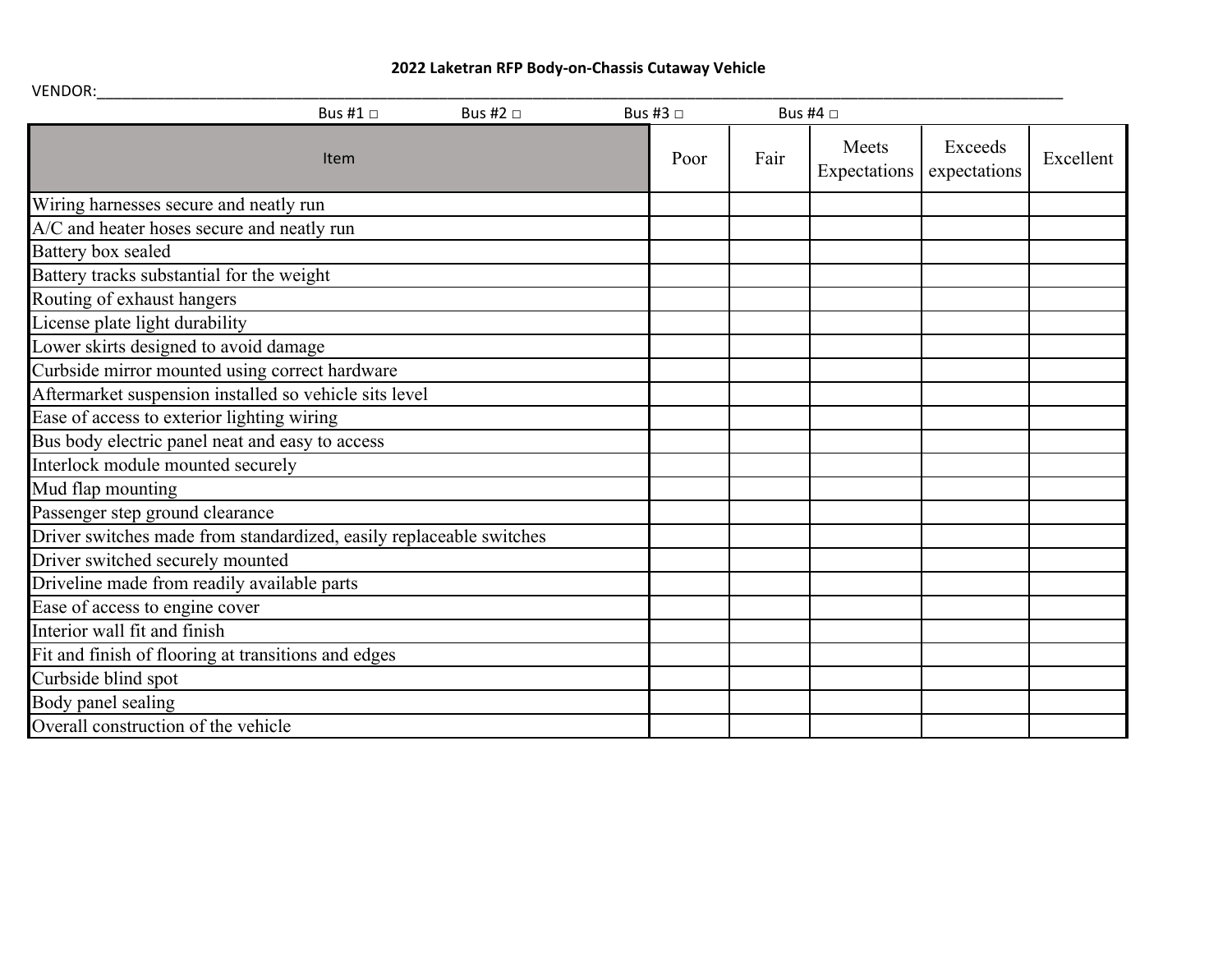# 2022 Laketran RFP Body-on-Chassis Cutaway Vehicle

VENDOR:\_\_\_\_\_\_\_\_\_\_\_\_\_\_\_\_\_\_\_\_\_\_\_\_\_\_\_\_\_\_\_\_\_\_\_\_\_\_\_\_\_\_\_\_\_\_\_\_\_\_\_\_\_\_\_\_\_\_\_\_\_\_\_\_\_\_\_\_\_\_\_\_

Bus #1 □ Bus #2 □ Bus #3 □ Bus #4 □

| Item | Poor | Fair | Meets Expectations | Exceeds expectations | Excellent |
|---|---|---|---|---|---|
| Wiring harnesses secure and neatly run | | | | | |
| A/C and heater hoses secure and neatly run | | | | | |
| Battery box sealed | | | | | |
| Battery tracks substantial for the weight | | | | | |
| Routing of exhaust hangers | | | | | |
| License plate light durability | | | | | |
| Lower skirts designed to avoid damage | | | | | |
| Curbside mirror mounted using correct hardware | | | | | |
| Aftermarket suspension installed so vehicle sits level | | | | | |
| Ease of access to exterior lighting wiring | | | | | |
| Bus body electric panel neat and easy to access | | | | | |
| Interlock module mounted securely | | | | | |
| Mud flap mounting | | | | | |
| Passenger step ground clearance | | | | | |
| Driver switches made from standardized, easily replaceable switches | | | | | |
| Driver switched securely mounted | | | | | |
| Driveline made from readily available parts | | | | | |
| Ease of access to engine cover | | | | | |
| Interior wall fit and finish | | | | | |
| Fit and finish of flooring at transitions and edges | | | | | |
| Curbside blind spot | | | | | |
| Body panel sealing | | | | | |
| Overall construction of the vehicle | | | | | |